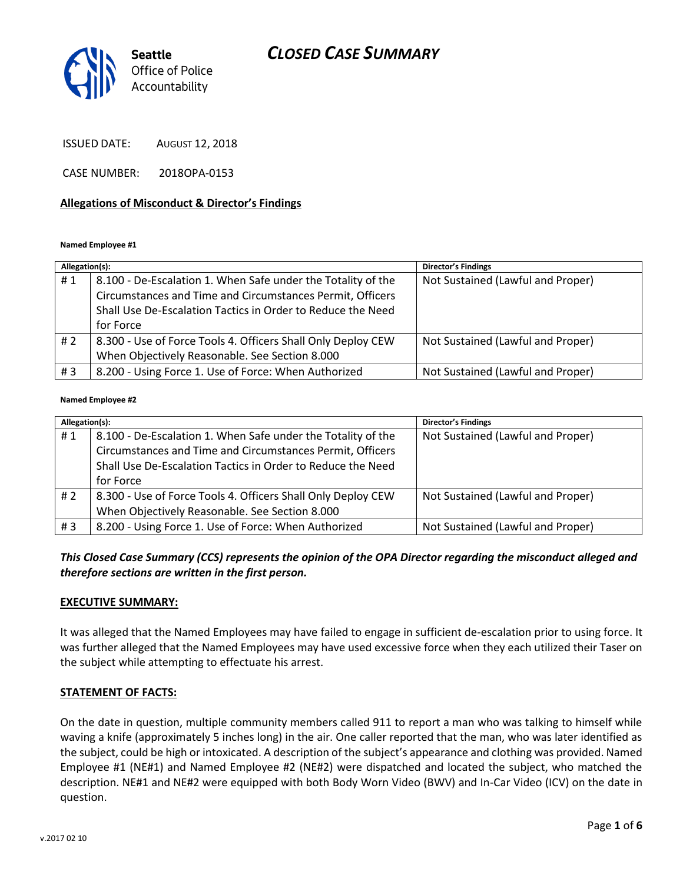Seattle Office of Police Accountability

# CLOSED CASE SUMMARY

ISSUED DATE: AUGUST 12, 2018

CASE NUMBER: 2018OPA-0153

## Allegations of Misconduct & Director's Findings

**Named Employee #1**

| Allegation(s): | | Director's Findings |
|---|---|---|
| # 1 | 8.100 - De-Escalation 1. When Safe under the Totality of the Circumstances and Time and Circumstances Permit, Officers Shall Use De-Escalation Tactics in Order to Reduce the Need for Force | Not Sustained (Lawful and Proper) |
| # 2 | 8.300 - Use of Force Tools 4. Officers Shall Only Deploy CEW When Objectively Reasonable. See Section 8.000 | Not Sustained (Lawful and Proper) |
| # 3 | 8.200 - Using Force 1. Use of Force: When Authorized | Not Sustained (Lawful and Proper) |

**Named Employee #2**

| Allegation(s): | | Director's Findings |
|---|---|---|
| # 1 | 8.100 - De-Escalation 1. When Safe under the Totality of the Circumstances and Time and Circumstances Permit, Officers Shall Use De-Escalation Tactics in Order to Reduce the Need for Force | Not Sustained (Lawful and Proper) |
| # 2 | 8.300 - Use of Force Tools 4. Officers Shall Only Deploy CEW When Objectively Reasonable. See Section 8.000 | Not Sustained (Lawful and Proper) |
| # 3 | 8.200 - Using Force 1. Use of Force: When Authorized | Not Sustained (Lawful and Proper) |

***This Closed Case Summary (CCS) represents the opinion of the OPA Director regarding the misconduct alleged and therefore sections are written in the first person.***

### EXECUTIVE SUMMARY:

It was alleged that the Named Employees may have failed to engage in sufficient de-escalation prior to using force. It was further alleged that the Named Employees may have used excessive force when they each utilized their Taser on the subject while attempting to effectuate his arrest.

### STATEMENT OF FACTS:

On the date in question, multiple community members called 911 to report a man who was talking to himself while waving a knife (approximately 5 inches long) in the air. One caller reported that the man, who was later identified as the subject, could be high or intoxicated. A description of the subject's appearance and clothing was provided. Named Employee #1 (NE#1) and Named Employee #2 (NE#2) were dispatched and located the subject, who matched the description. NE#1 and NE#2 were equipped with both Body Worn Video (BWV) and In-Car Video (ICV) on the date in question.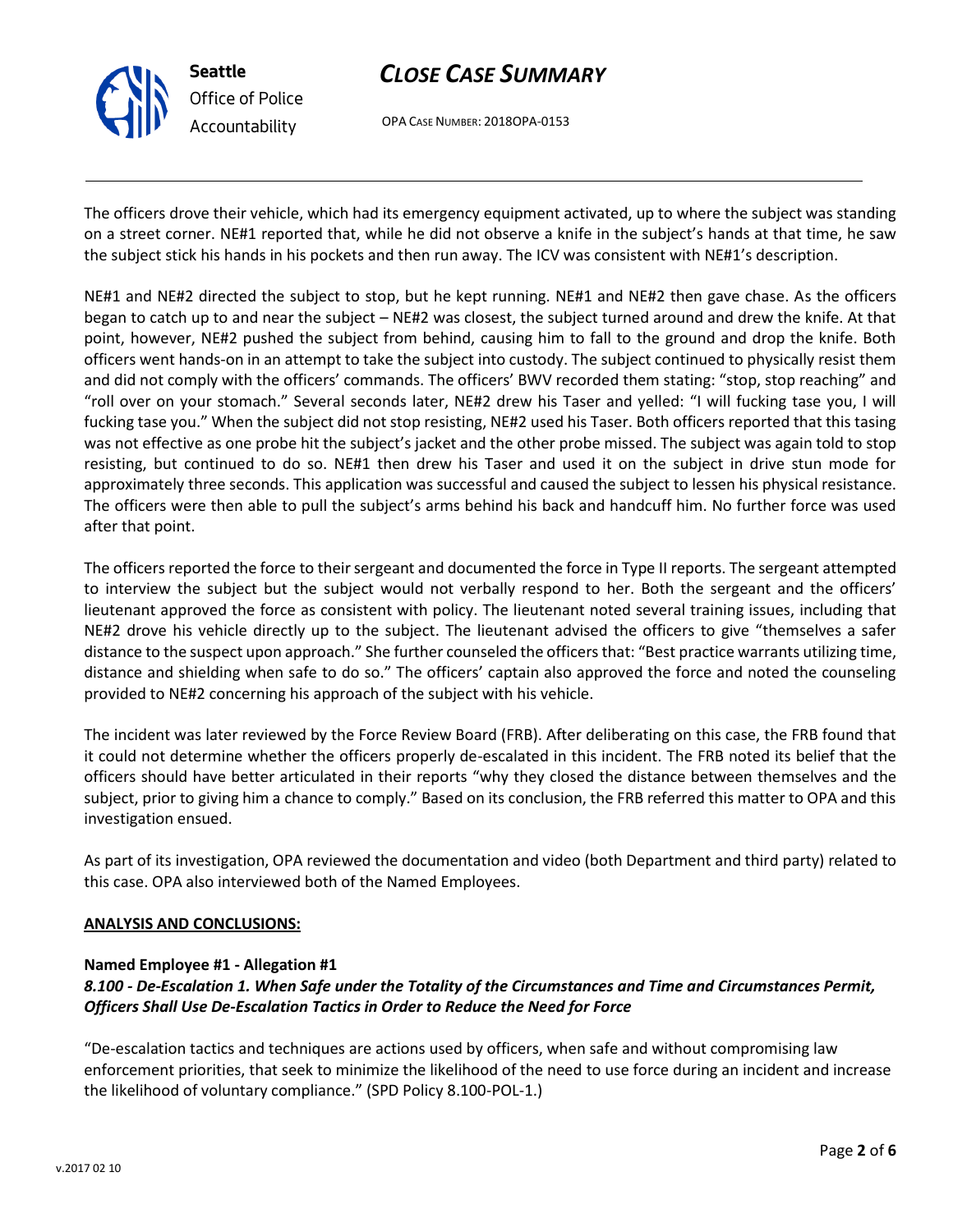The officers drove their vehicle, which had its emergency equipment activated, up to where the subject was standing on a street corner. NE#1 reported that, while he did not observe a knife in the subject's hands at that time, he saw the subject stick his hands in his pockets and then run away. The ICV was consistent with NE#1's description.

NE#1 and NE#2 directed the subject to stop, but he kept running. NE#1 and NE#2 then gave chase. As the officers began to catch up to and near the subject – NE#2 was closest, the subject turned around and drew the knife. At that point, however, NE#2 pushed the subject from behind, causing him to fall to the ground and drop the knife. Both officers went hands-on in an attempt to take the subject into custody. The subject continued to physically resist them and did not comply with the officers' commands. The officers' BWV recorded them stating: "stop, stop reaching" and "roll over on your stomach." Several seconds later, NE#2 drew his Taser and yelled: "I will fucking tase you, I will fucking tase you." When the subject did not stop resisting, NE#2 used his Taser. Both officers reported that this tasing was not effective as one probe hit the subject's jacket and the other probe missed. The subject was again told to stop resisting, but continued to do so. NE#1 then drew his Taser and used it on the subject in drive stun mode for approximately three seconds. This application was successful and caused the subject to lessen his physical resistance. The officers were then able to pull the subject's arms behind his back and handcuff him. No further force was used after that point.

The officers reported the force to their sergeant and documented the force in Type II reports. The sergeant attempted to interview the subject but the subject would not verbally respond to her. Both the sergeant and the officers' lieutenant approved the force as consistent with policy. The lieutenant noted several training issues, including that NE#2 drove his vehicle directly up to the subject. The lieutenant advised the officers to give "themselves a safer distance to the suspect upon approach." She further counseled the officers that: "Best practice warrants utilizing time, distance and shielding when safe to do so." The officers' captain also approved the force and noted the counseling provided to NE#2 concerning his approach of the subject with his vehicle.

The incident was later reviewed by the Force Review Board (FRB). After deliberating on this case, the FRB found that it could not determine whether the officers properly de-escalated in this incident. The FRB noted its belief that the officers should have better articulated in their reports "why they closed the distance between themselves and the subject, prior to giving him a chance to comply." Based on its conclusion, the FRB referred this matter to OPA and this investigation ensued.

As part of its investigation, OPA reviewed the documentation and video (both Department and third party) related to this case. OPA also interviewed both of the Named Employees.

**ANALYSIS AND CONCLUSIONS:**

**Named Employee #1 - Allegation #1**
***8.100 - De-Escalation 1. When Safe under the Totality of the Circumstances and Time and Circumstances Permit, Officers Shall Use De-Escalation Tactics in Order to Reduce the Need for Force***

"De-escalation tactics and techniques are actions used by officers, when safe and without compromising law enforcement priorities, that seek to minimize the likelihood of the need to use force during an incident and increase the likelihood of voluntary compliance." (SPD Policy 8.100-POL-1.)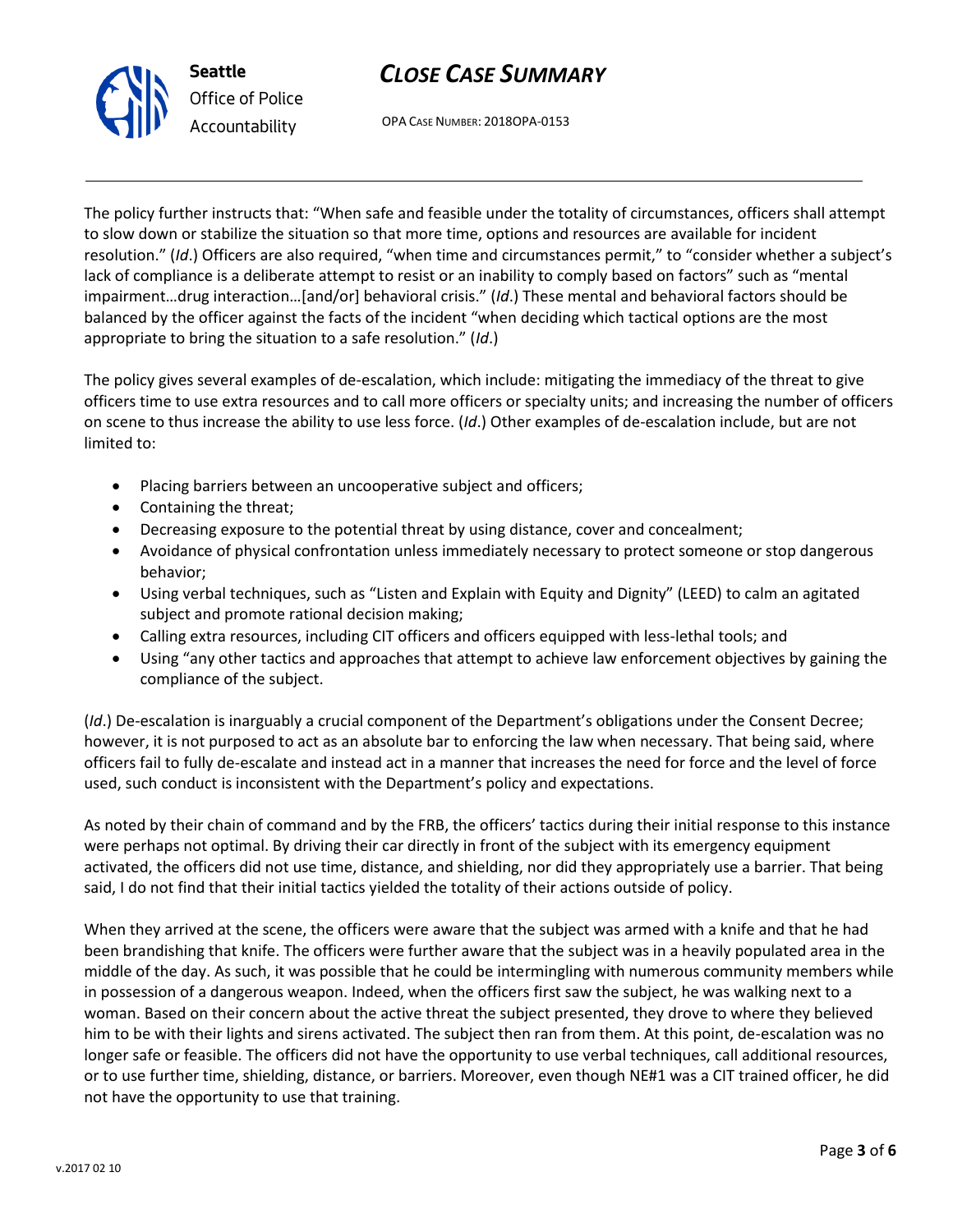The policy further instructs that: "When safe and feasible under the totality of circumstances, officers shall attempt to slow down or stabilize the situation so that more time, options and resources are available for incident resolution." (*Id*.) Officers are also required, "when time and circumstances permit," to "consider whether a subject's lack of compliance is a deliberate attempt to resist or an inability to comply based on factors" such as "mental impairment…drug interaction…[and/or] behavioral crisis." (*Id*.) These mental and behavioral factors should be balanced by the officer against the facts of the incident "when deciding which tactical options are the most appropriate to bring the situation to a safe resolution." (*Id*.)

The policy gives several examples of de-escalation, which include: mitigating the immediacy of the threat to give officers time to use extra resources and to call more officers or specialty units; and increasing the number of officers on scene to thus increase the ability to use less force. (*Id*.) Other examples of de-escalation include, but are not limited to:

- Placing barriers between an uncooperative subject and officers;
- Containing the threat;
- Decreasing exposure to the potential threat by using distance, cover and concealment;
- Avoidance of physical confrontation unless immediately necessary to protect someone or stop dangerous behavior;
- Using verbal techniques, such as "Listen and Explain with Equity and Dignity" (LEED) to calm an agitated subject and promote rational decision making;
- Calling extra resources, including CIT officers and officers equipped with less-lethal tools; and
- Using "any other tactics and approaches that attempt to achieve law enforcement objectives by gaining the compliance of the subject.

(*Id*.) De-escalation is inarguably a crucial component of the Department's obligations under the Consent Decree; however, it is not purposed to act as an absolute bar to enforcing the law when necessary. That being said, where officers fail to fully de-escalate and instead act in a manner that increases the need for force and the level of force used, such conduct is inconsistent with the Department's policy and expectations.

As noted by their chain of command and by the FRB, the officers' tactics during their initial response to this instance were perhaps not optimal. By driving their car directly in front of the subject with its emergency equipment activated, the officers did not use time, distance, and shielding, nor did they appropriately use a barrier. That being said, I do not find that their initial tactics yielded the totality of their actions outside of policy.

When they arrived at the scene, the officers were aware that the subject was armed with a knife and that he had been brandishing that knife. The officers were further aware that the subject was in a heavily populated area in the middle of the day. As such, it was possible that he could be intermingling with numerous community members while in possession of a dangerous weapon. Indeed, when the officers first saw the subject, he was walking next to a woman. Based on their concern about the active threat the subject presented, they drove to where they believed him to be with their lights and sirens activated. The subject then ran from them. At this point, de-escalation was no longer safe or feasible. The officers did not have the opportunity to use verbal techniques, call additional resources, or to use further time, shielding, distance, or barriers. Moreover, even though NE#1 was a CIT trained officer, he did not have the opportunity to use that training.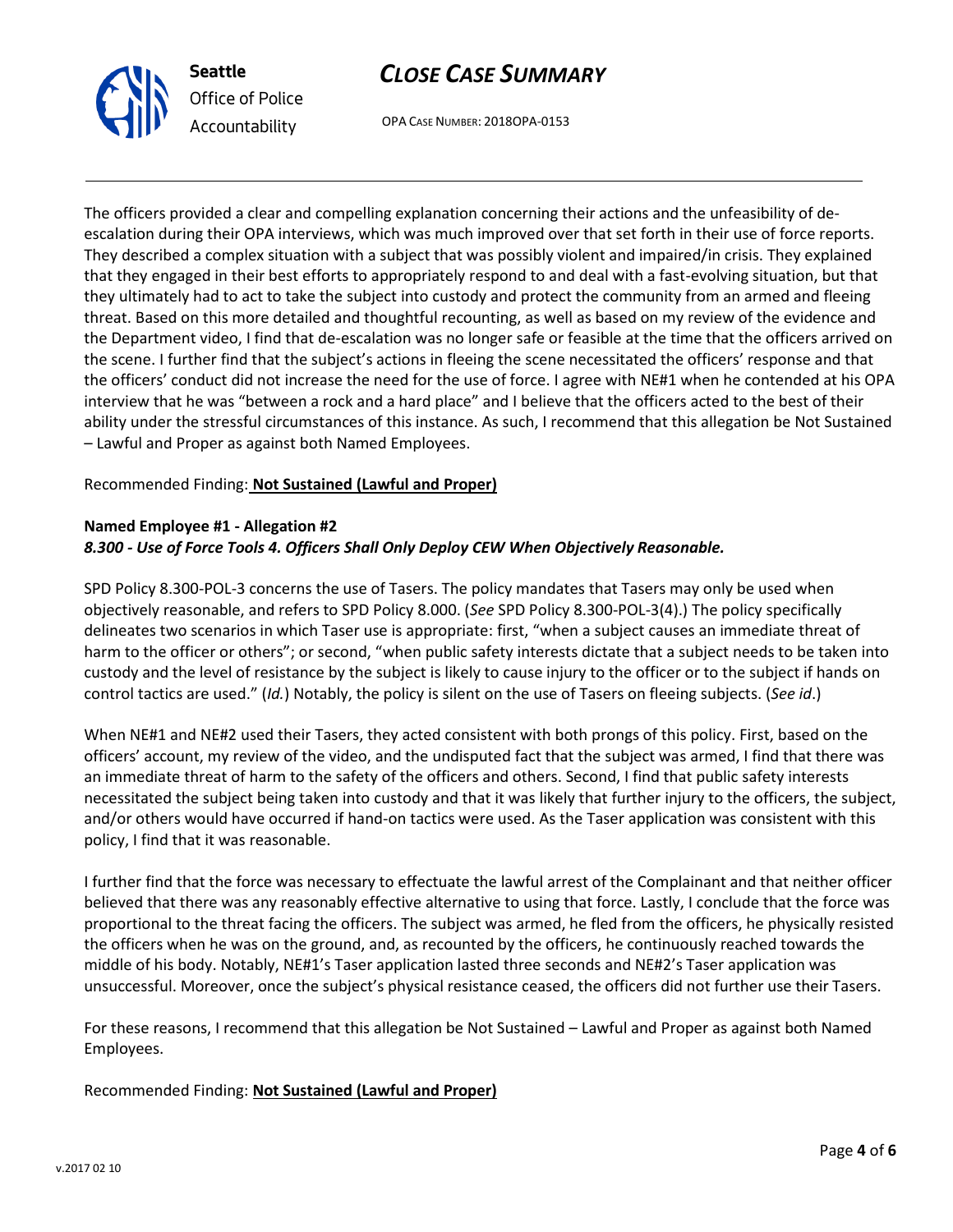The officers provided a clear and compelling explanation concerning their actions and the unfeasibility of de-escalation during their OPA interviews, which was much improved over that set forth in their use of force reports. They described a complex situation with a subject that was possibly violent and impaired/in crisis. They explained that they engaged in their best efforts to appropriately respond to and deal with a fast-evolving situation, but that they ultimately had to act to take the subject into custody and protect the community from an armed and fleeing threat. Based on this more detailed and thoughtful recounting, as well as based on my review of the evidence and the Department video, I find that de-escalation was no longer safe or feasible at the time that the officers arrived on the scene. I further find that the subject's actions in fleeing the scene necessitated the officers' response and that the officers' conduct did not increase the need for the use of force. I agree with NE#1 when he contended at his OPA interview that he was "between a rock and a hard place" and I believe that the officers acted to the best of their ability under the stressful circumstances of this instance. As such, I recommend that this allegation be Not Sustained – Lawful and Proper as against both Named Employees.

Recommended Finding: **Not Sustained (Lawful and Proper)**

**Named Employee #1 - Allegation #2**
***8.300 - Use of Force Tools 4. Officers Shall Only Deploy CEW When Objectively Reasonable.***

SPD Policy 8.300-POL-3 concerns the use of Tasers. The policy mandates that Tasers may only be used when objectively reasonable, and refers to SPD Policy 8.000. (*See* SPD Policy 8.300-POL-3(4).) The policy specifically delineates two scenarios in which Taser use is appropriate: first, "when a subject causes an immediate threat of harm to the officer or others"; or second, "when public safety interests dictate that a subject needs to be taken into custody and the level of resistance by the subject is likely to cause injury to the officer or to the subject if hands on control tactics are used." (*Id.*) Notably, the policy is silent on the use of Tasers on fleeing subjects. (*See id*.)

When NE#1 and NE#2 used their Tasers, they acted consistent with both prongs of this policy. First, based on the officers' account, my review of the video, and the undisputed fact that the subject was armed, I find that there was an immediate threat of harm to the safety of the officers and others. Second, I find that public safety interests necessitated the subject being taken into custody and that it was likely that further injury to the officers, the subject, and/or others would have occurred if hand-on tactics were used. As the Taser application was consistent with this policy, I find that it was reasonable.

I further find that the force was necessary to effectuate the lawful arrest of the Complainant and that neither officer believed that there was any reasonably effective alternative to using that force. Lastly, I conclude that the force was proportional to the threat facing the officers. The subject was armed, he fled from the officers, he physically resisted the officers when he was on the ground, and, as recounted by the officers, he continuously reached towards the middle of his body. Notably, NE#1's Taser application lasted three seconds and NE#2's Taser application was unsuccessful. Moreover, once the subject's physical resistance ceased, the officers did not further use their Tasers.

For these reasons, I recommend that this allegation be Not Sustained – Lawful and Proper as against both Named Employees.

Recommended Finding: **Not Sustained (Lawful and Proper)**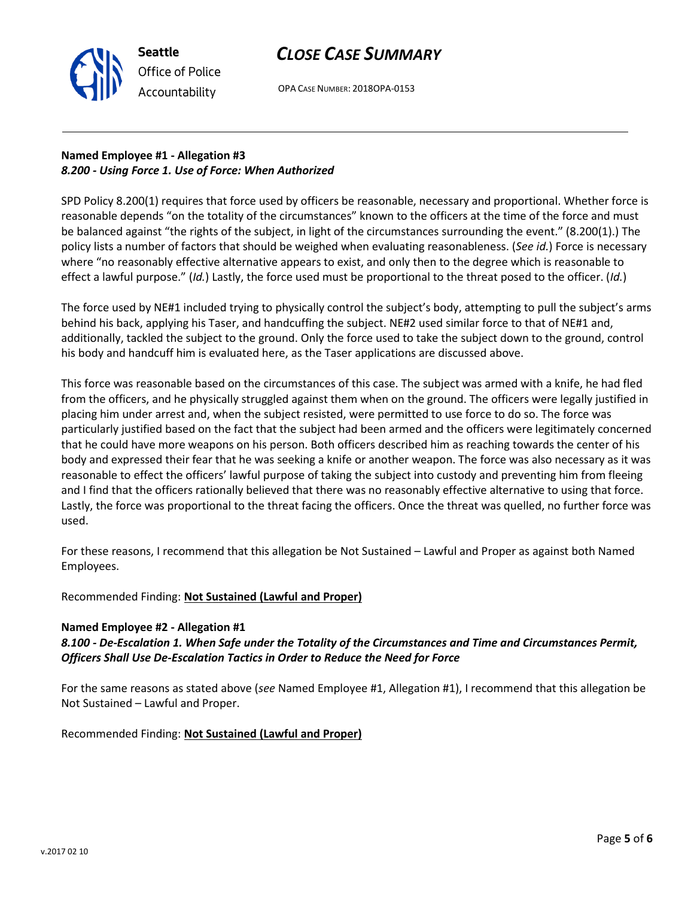**Named Employee #1 - Allegation #3**
***8.200 - Using Force 1. Use of Force: When Authorized***

SPD Policy 8.200(1) requires that force used by officers be reasonable, necessary and proportional. Whether force is reasonable depends "on the totality of the circumstances" known to the officers at the time of the force and must be balanced against "the rights of the subject, in light of the circumstances surrounding the event." (8.200(1).) The policy lists a number of factors that should be weighed when evaluating reasonableness. (*See id.*) Force is necessary where "no reasonably effective alternative appears to exist, and only then to the degree which is reasonable to effect a lawful purpose." (*Id.*) Lastly, the force used must be proportional to the threat posed to the officer. (*Id.*)

The force used by NE#1 included trying to physically control the subject's body, attempting to pull the subject's arms behind his back, applying his Taser, and handcuffing the subject. NE#2 used similar force to that of NE#1 and, additionally, tackled the subject to the ground. Only the force used to take the subject down to the ground, control his body and handcuff him is evaluated here, as the Taser applications are discussed above.

This force was reasonable based on the circumstances of this case. The subject was armed with a knife, he had fled from the officers, and he physically struggled against them when on the ground. The officers were legally justified in placing him under arrest and, when the subject resisted, were permitted to use force to do so. The force was particularly justified based on the fact that the subject had been armed and the officers were legitimately concerned that he could have more weapons on his person. Both officers described him as reaching towards the center of his body and expressed their fear that he was seeking a knife or another weapon. The force was also necessary as it was reasonable to effect the officers' lawful purpose of taking the subject into custody and preventing him from fleeing and I find that the officers rationally believed that there was no reasonably effective alternative to using that force. Lastly, the force was proportional to the threat facing the officers. Once the threat was quelled, no further force was used.

For these reasons, I recommend that this allegation be Not Sustained – Lawful and Proper as against both Named Employees.

Recommended Finding: **Not Sustained (Lawful and Proper)**

**Named Employee #2 - Allegation #1**
***8.100 - De-Escalation 1. When Safe under the Totality of the Circumstances and Time and Circumstances Permit, Officers Shall Use De-Escalation Tactics in Order to Reduce the Need for Force***

For the same reasons as stated above (*see* Named Employee #1, Allegation #1), I recommend that this allegation be Not Sustained – Lawful and Proper.

Recommended Finding: **Not Sustained (Lawful and Proper)**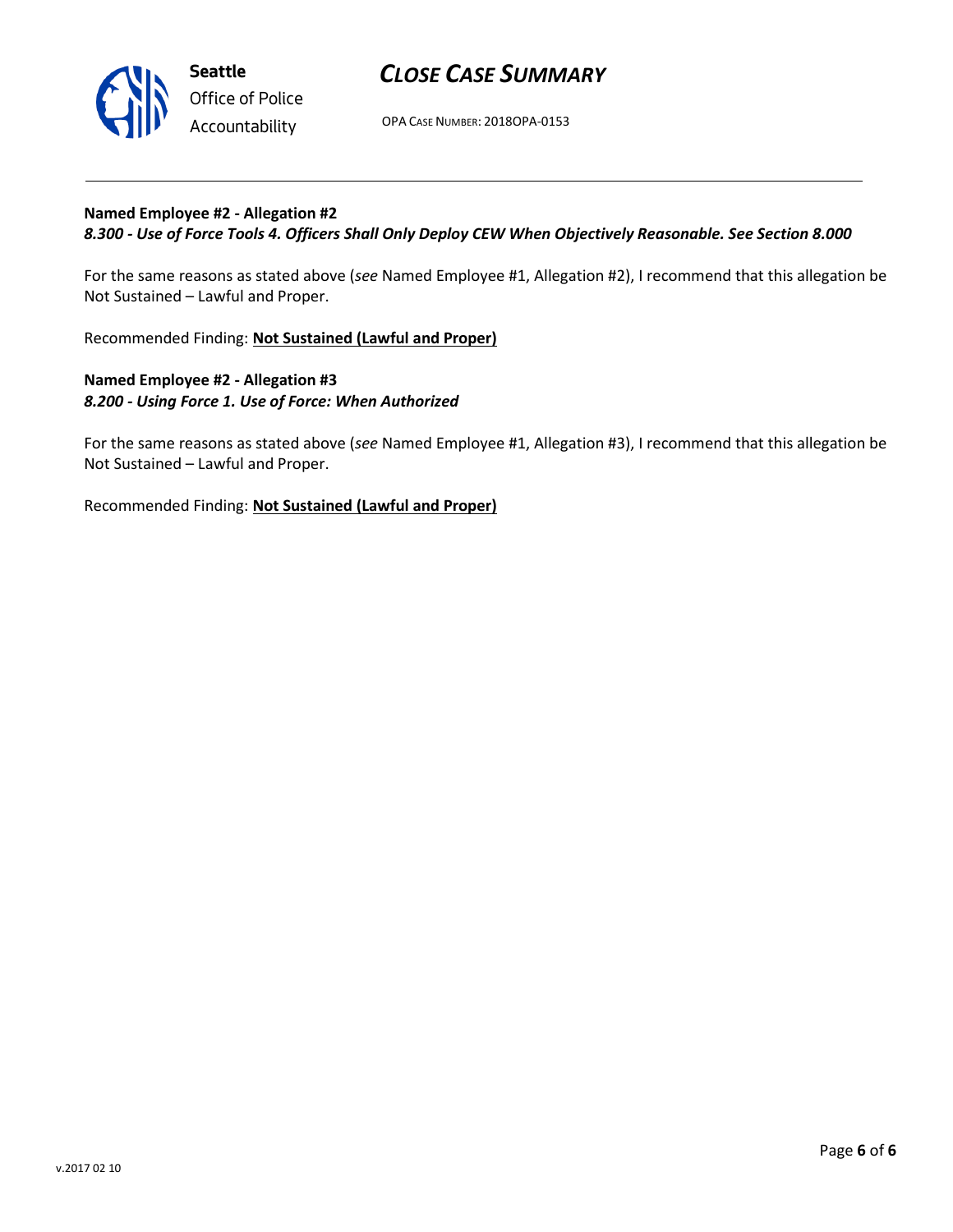**Named Employee #2 - Allegation #2**
***8.300 - Use of Force Tools 4. Officers Shall Only Deploy CEW When Objectively Reasonable. See Section 8.000***

For the same reasons as stated above (*see* Named Employee #1, Allegation #2), I recommend that this allegation be Not Sustained – Lawful and Proper.

Recommended Finding: **Not Sustained (Lawful and Proper)**

**Named Employee #2 - Allegation #3**
***8.200 - Using Force 1. Use of Force: When Authorized***

For the same reasons as stated above (*see* Named Employee #1, Allegation #3), I recommend that this allegation be Not Sustained – Lawful and Proper.

Recommended Finding: **Not Sustained (Lawful and Proper)**